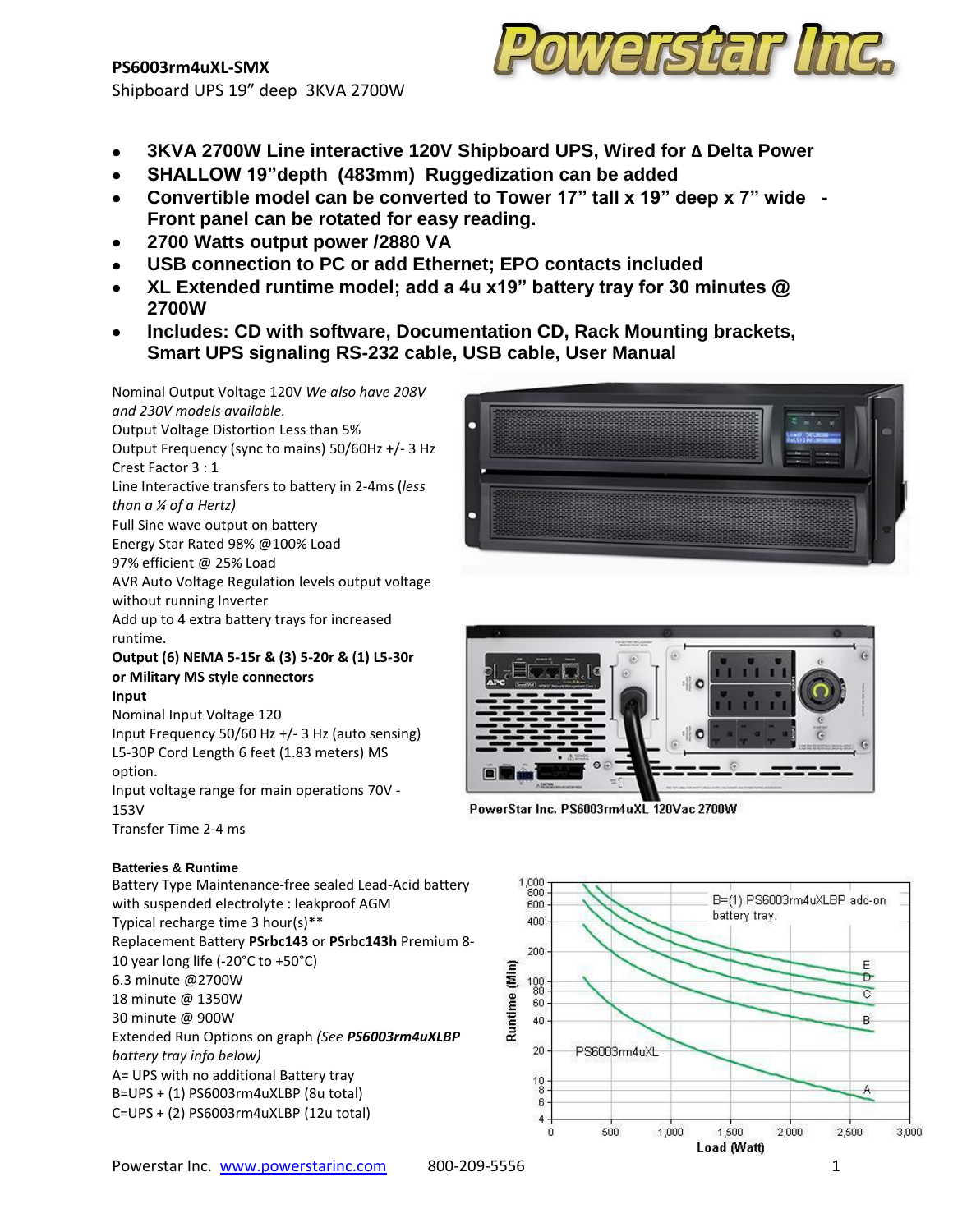**PS6003rm4uXL-SMX**

Shipboard UPS 19" deep 3KVA 2700W

- **3KVA 2700W Line interactive 120V Shipboard UPS, Wired for Δ Delta Power**
- **SHALLOW 19"depth (483mm) Ruggedization can be added**
- **Convertible model can be converted to Tower 17" tall x 19" deep x 7" wide - Front panel can be rotated for easy reading.**
- **2700 Watts output power /2880 VA**
- **USB connection to PC or add Ethernet; EPO contacts included**
- **XL Extended runtime model; add a 4u x19" battery tray for 30 minutes @ 2700W**
- **Includes: CD with software, Documentation CD, Rack Mounting brackets, Smart UPS signaling RS-232 cable, USB cable, User Manual**

Nominal Output Voltage 120V *We also have 208V and 230V models available.*
Output Voltage Distortion Less than 5%
Output Frequency (sync to mains) 50/60Hz +/- 3 Hz
Crest Factor 3 : 1
Line Interactive transfers to battery in 2-4ms (*less than a ¼ of a Hertz)*
Full Sine wave output on battery
Energy Star Rated 98% @100% Load
97% efficient @ 25% Load
AVR Auto Voltage Regulation levels output voltage without running Inverter
Add up to 4 extra battery trays for increased runtime.

**Output (6) NEMA 5-15r & (3) 5-20r & (1) L5-30r or Military MS style connectors**

**Input**

Nominal Input Voltage 120
Input Frequency 50/60 Hz +/- 3 Hz (auto sensing)
L5-30P Cord Length 6 feet (1.83 meters) MS option.
Input voltage range for main operations 70V - 153V
Transfer Time 2-4 ms

PowerStar Inc. PS6003rm4uXL 120Vac 2700W

**Batteries & Runtime**

Battery Type Maintenance-free sealed Lead-Acid battery with suspended electrolyte : leakproof AGM
Typical recharge time 3 hour(s)**
Replacement Battery **PSrbc143** or **PSrbc143h** Premium 8-10 year long life (-20°C to +50°C)
6.3 minute @2700W
18 minute @ 1350W
30 minute @ 900W
Extended Run Options on graph *(See **PS6003rm4uXLBP** battery tray info below)*
A= UPS with no additional Battery tray
B=UPS + (1) PS6003rm4uXLBP (8u total)
C=UPS + (2) PS6003rm4uXLBP (12u total)

Powerstar Inc. www.powerstarinc.com 800-209-5556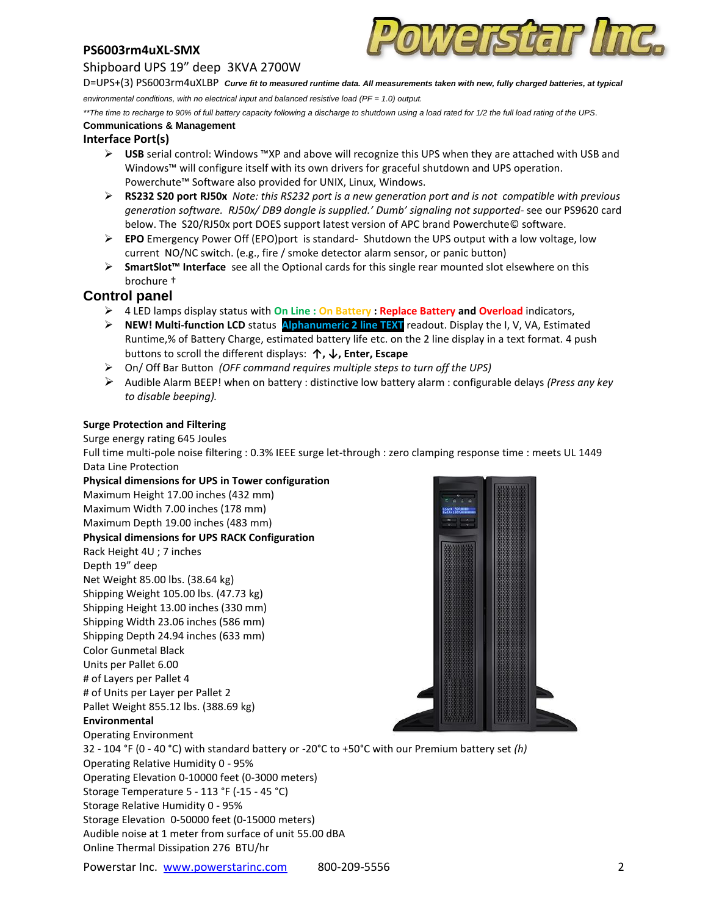**PS6003rm4uXL-SMX**

Shipboard UPS 19" deep 3KVA 2700W

D=UPS+(3) PS6003rm4uXLBP ***Curve fit to measured runtime data. All measurements taken with new, fully charged batteries, at typical*** *environmental conditions, with no electrical input and balanced resistive load (PF = 1.0) output.*

*\*\*The time to recharge to 90% of full battery capacity following a discharge to shutdown using a load rated for 1/2 the full load rating of the UPS.*

**Communications & Management**

## Interface Port(s)

- **USB** serial control: Windows ™XP and above will recognize this UPS when they are attached with USB and Windows™ will configure itself with its own drivers for graceful shutdown and UPS operation. Powerchute™ Software also provided for UNIX, Linux, Windows.
- **RS232 S20 port RJ50x** *Note: this RS232 port is a new generation port and is not compatible with previous generation software. RJ50x/ DB9 dongle is supplied.' Dumb' signaling not supported*- see our PS9620 card below. The S20/RJ50x port DOES support latest version of APC brand Powerchute© software.
- **EPO** Emergency Power Off (EPO)port is standard- Shutdown the UPS output with a low voltage, low current NO/NC switch. (e.g., fire / smoke detector alarm sensor, or panic button)
- **SmartSlot™ Interface** see all the Optional cards for this single rear mounted slot elsewhere on this brochure †

## Control panel

- 4 LED lamps display status with **On Line : On Battery : Replace Battery and Overload** indicators,
- **NEW! Multi-function LCD** status **Alphanumeric 2 line TEXT** readout. Display the I, V, VA, Estimated Runtime,% of Battery Charge, estimated battery life etc. on the 2 line display in a text format. 4 push buttons to scroll the different displays: **↑, ↓, Enter, Escape**
- On/ Off Bar Button *(OFF command requires multiple steps to turn off the UPS)*
- Audible Alarm BEEP! when on battery : distinctive low battery alarm : configurable delays *(Press any key to disable beeping).*

**Surge Protection and Filtering**

Surge energy rating 645 Joules

Full time multi-pole noise filtering : 0.3% IEEE surge let-through : zero clamping response time : meets UL 1449

Data Line Protection

**Physical dimensions for UPS in Tower configuration**

Maximum Height 17.00 inches (432 mm)

Maximum Width 7.00 inches (178 mm)

Maximum Depth 19.00 inches (483 mm)

**Physical dimensions for UPS RACK Configuration**

Rack Height 4U ; 7 inches

Depth 19" deep

Net Weight 85.00 lbs. (38.64 kg)

Shipping Weight 105.00 lbs. (47.73 kg)

Shipping Height 13.00 inches (330 mm)

Shipping Width 23.06 inches (586 mm)

Shipping Depth 24.94 inches (633 mm)

Color Gunmetal Black

Units per Pallet 6.00

\# of Layers per Pallet 4

\# of Units per Layer per Pallet 2

Pallet Weight 855.12 lbs. (388.69 kg)

**Environmental**

Operating Environment

32 - 104 °F (0 - 40 °C) with standard battery or -20°C to +50°C with our Premium battery set *(h)*

Operating Relative Humidity 0 - 95%

Operating Elevation 0-10000 feet (0-3000 meters)

Storage Temperature 5 - 113 °F (-15 - 45 °C)

Storage Relative Humidity 0 - 95%

Storage Elevation 0-50000 feet (0-15000 meters)

Audible noise at 1 meter from surface of unit 55.00 dBA

Online Thermal Dissipation 276 BTU/hr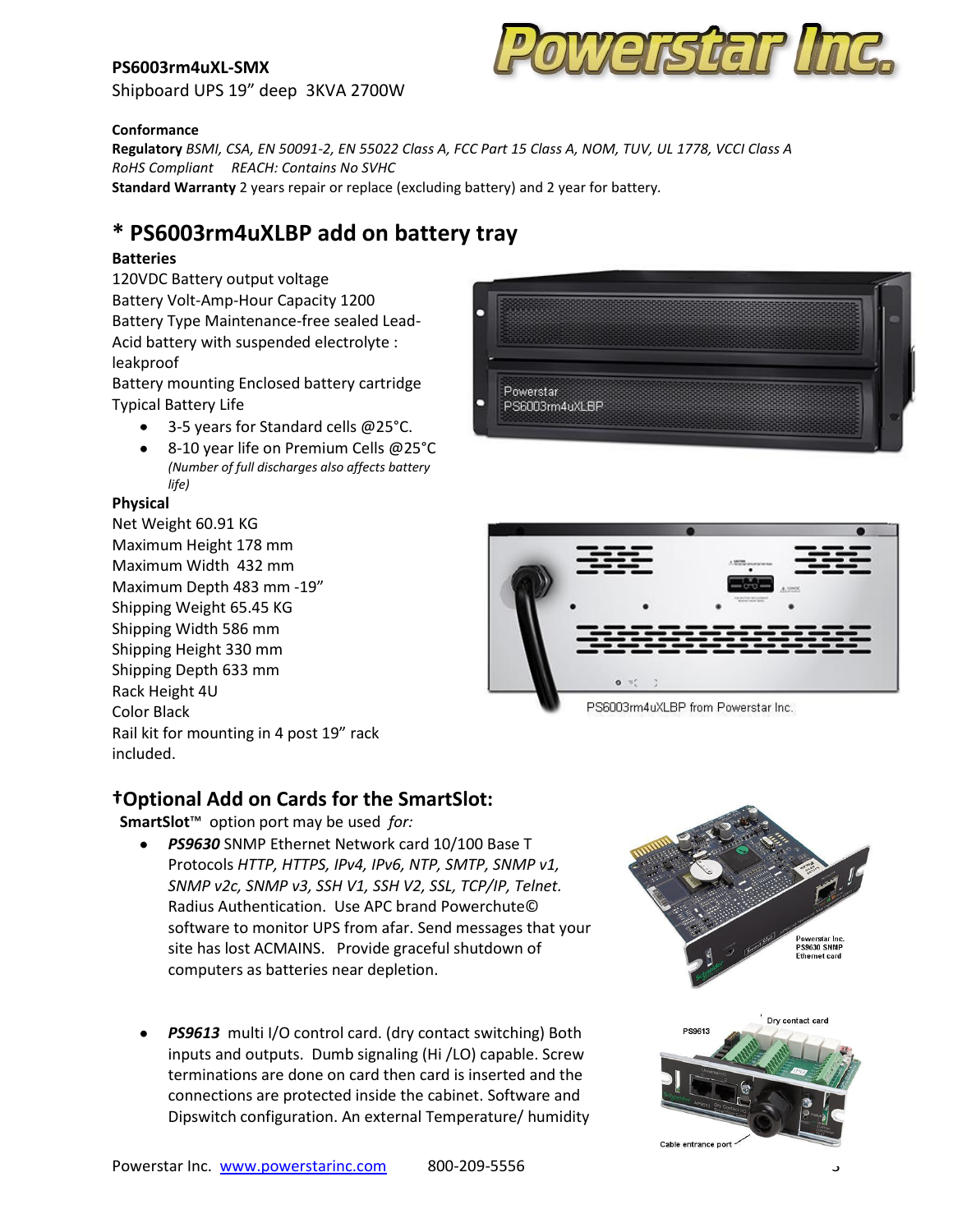**PS6003rm4uXL-SMX**

Shipboard UPS 19" deep 3KVA 2700W

**Conformance**

**Regulatory** *BSMI, CSA, EN 50091-2, EN 55022 Class A, FCC Part 15 Class A, NOM, TUV, UL 1778, VCCI Class A*
*RoHS Compliant REACH: Contains No SVHC*

**Standard Warranty** 2 years repair or replace (excluding battery) and 2 year for battery.

## * PS6003rm4uXLBP add on battery tray

**Batteries**

120VDC Battery output voltage
Battery Volt-Amp-Hour Capacity 1200
Battery Type Maintenance-free sealed Lead-Acid battery with suspended electrolyte : leakproof
Battery mounting Enclosed battery cartridge
Typical Battery Life

- 3-5 years for Standard cells @25°C.
- 8-10 year life on Premium Cells @25°C *(Number of full discharges also affects battery life)*

**Physical**

Net Weight 60.91 KG
Maximum Height 178 mm
Maximum Width 432 mm
Maximum Depth 483 mm -19"
Shipping Weight 65.45 KG
Shipping Width 586 mm
Shipping Height 330 mm
Shipping Depth 633 mm
Rack Height 4U
Color Black
Rail kit for mounting in 4 post 19" rack included.

PS6003rm4uXLBP from Powerstar Inc.

## †Optional Add on Cards for the SmartSlot:

**SmartSlot**™ option port may be used *for:*

- ***PS9630*** SNMP Ethernet Network card 10/100 Base T Protocols *HTTP, HTTPS, IPv4, IPv6, NTP, SMTP, SNMP v1, SNMP v2c, SNMP v3, SSH V1, SSH V2, SSL, TCP/IP, Telnet*. Radius Authentication. Use APC brand Powerchute© software to monitor UPS from afar. Send messages that your site has lost ACMAINS. Provide graceful shutdown of computers as batteries near depletion.
- ***PS9613*** multi I/O control card. (dry contact switching) Both inputs and outputs. Dumb signaling (Hi /LO) capable. Screw terminations are done on card then card is inserted and the connections are protected inside the cabinet. Software and Dipswitch configuration. An external Temperature/ humidity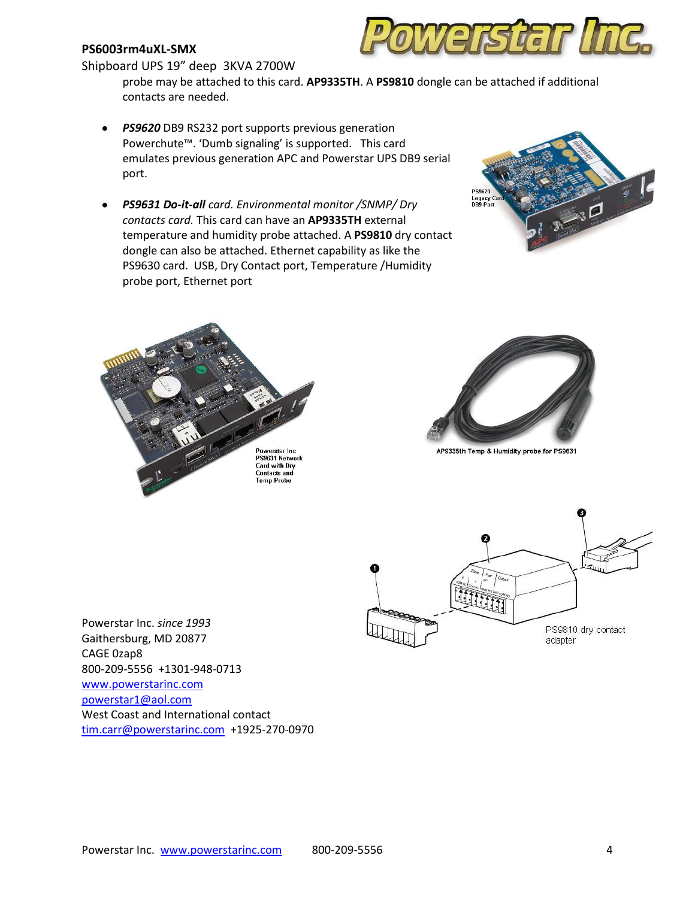probe may be attached to this card. **AP9335TH**. A **PS9810** dongle can be attached if additional contacts are needed.

- ***PS9620*** DB9 RS232 port supports previous generation Powerchute™. 'Dumb signaling' is supported. This card emulates previous generation APC and Powerstar UPS DB9 serial port.

- ***PS9631 Do-it-all*** *card. Environmental monitor /SNMP/ Dry contacts card.* This card can have an **AP9335TH** external temperature and humidity probe attached. A **PS9810** dry contact dongle can also be attached. Ethernet capability as like the PS9630 card. USB, Dry Contact port, Temperature /Humidity probe port, Ethernet port

PS9620 Legacy Card DB9 Port

Powerstar Inc PS9631 Network Card with Dry Contacts and Temp Probe

AP9335th Temp & Humidity probe for PS9631

PS9810 dry contact adapter

Powerstar Inc. *since 1993*
Gaithersburg, MD 20877
CAGE 0zap8
800-209-5556 +1301-948-0713
www.powerstarinc.com
powerstar1@aol.com
West Coast and International contact
tim.carr@powerstarinc.com +1925-270-0970